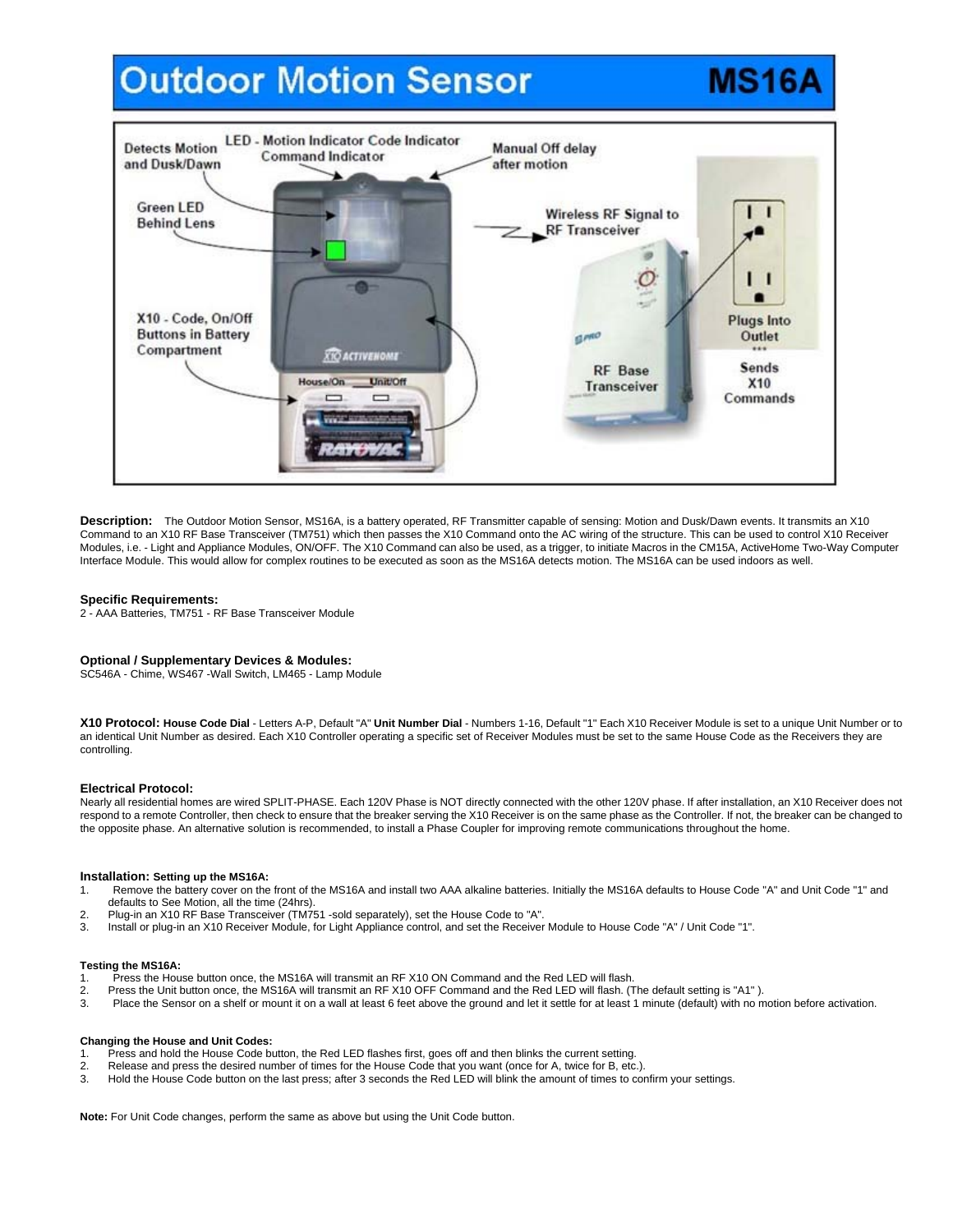# Outdoor Motion Sensor MS16A

Detects Motion and Dusk/Dawn

LED - Motion Indicator Code Indicator Command Indicator

Manual Off delay after motion

Green LED Behind Lens

Wireless RF Signal to RF Transceiver

X10 - Code, On/Off Buttons in Battery Compartment

RF Base Transceiver

Plugs Into Outlet

Sends X10 Commands

**Description:** The Outdoor Motion Sensor, MS16A, is a battery operated, RF Transmitter capable of sensing: Motion and Dusk/Dawn events. It transmits an X10 Command to an X10 RF Base Transceiver (TM751) which then passes the X10 Command onto the AC wiring of the structure. This can be used to control X10 Receiver Modules, i.e. - Light and Appliance Modules, ON/OFF. The X10 Command can also be used, as a trigger, to initiate Macros in the CM15A, ActiveHome Two-Way Computer Interface Module. This would allow for complex routines to be executed as soon as the MS16A detects motion. The MS16A can be used indoors as well.

**Specific Requirements:**
2 - AAA Batteries, TM751 - RF Base Transceiver Module

**Optional / Supplementary Devices & Modules:**
SC546A - Chime, WS467 -Wall Switch, LM465 - Lamp Module

**X10 Protocol: House Code Dial** - Letters A-P, Default "A" **Unit Number Dial** - Numbers 1-16, Default "1" Each X10 Receiver Module is set to a unique Unit Number or to an identical Unit Number as desired. Each X10 Controller operating a specific set of Receiver Modules must be set to the same House Code as the Receivers they are controlling.

**Electrical Protocol:**
Nearly all residential homes are wired SPLIT-PHASE. Each 120V Phase is NOT directly connected with the other 120V phase. If after installation, an X10 Receiver does not respond to a remote Controller, then check to ensure that the breaker serving the X10 Receiver is on the same phase as the Controller. If not, the breaker can be changed to the opposite phase. An alternative solution is recommended, to install a Phase Coupler for improving remote communications throughout the home.

**Installation: Setting up the MS16A:**
1. Remove the battery cover on the front of the MS16A and install two AAA alkaline batteries. Initially the MS16A defaults to House Code "A" and Unit Code "1" and defaults to See Motion, all the time (24hrs).
2. Plug-in an X10 RF Base Transceiver (TM751 -sold separately), set the House Code to "A".
3. Install or plug-in an X10 Receiver Module, for Light Appliance control, and set the Receiver Module to House Code "A" / Unit Code "1".

**Testing the MS16A:**
1. Press the House button once, the MS16A will transmit an RF X10 ON Command and the Red LED will flash.
2. Press the Unit button once, the MS16A will transmit an RF X10 OFF Command and the Red LED will flash. (The default setting is "A1" ).
3. Place the Sensor on a shelf or mount it on a wall at least 6 feet above the ground and let it settle for at least 1 minute (default) with no motion before activation.

**Changing the House and Unit Codes:**
1. Press and hold the House Code button, the Red LED flashes first, goes off and then blinks the current setting.
2. Release and press the desired number of times for the House Code that you want (once for A, twice for B, etc.).
3. Hold the House Code button on the last press; after 3 seconds the Red LED will blink the amount of times to confirm your settings.

**Note:** For Unit Code changes, perform the same as above but using the Unit Code button.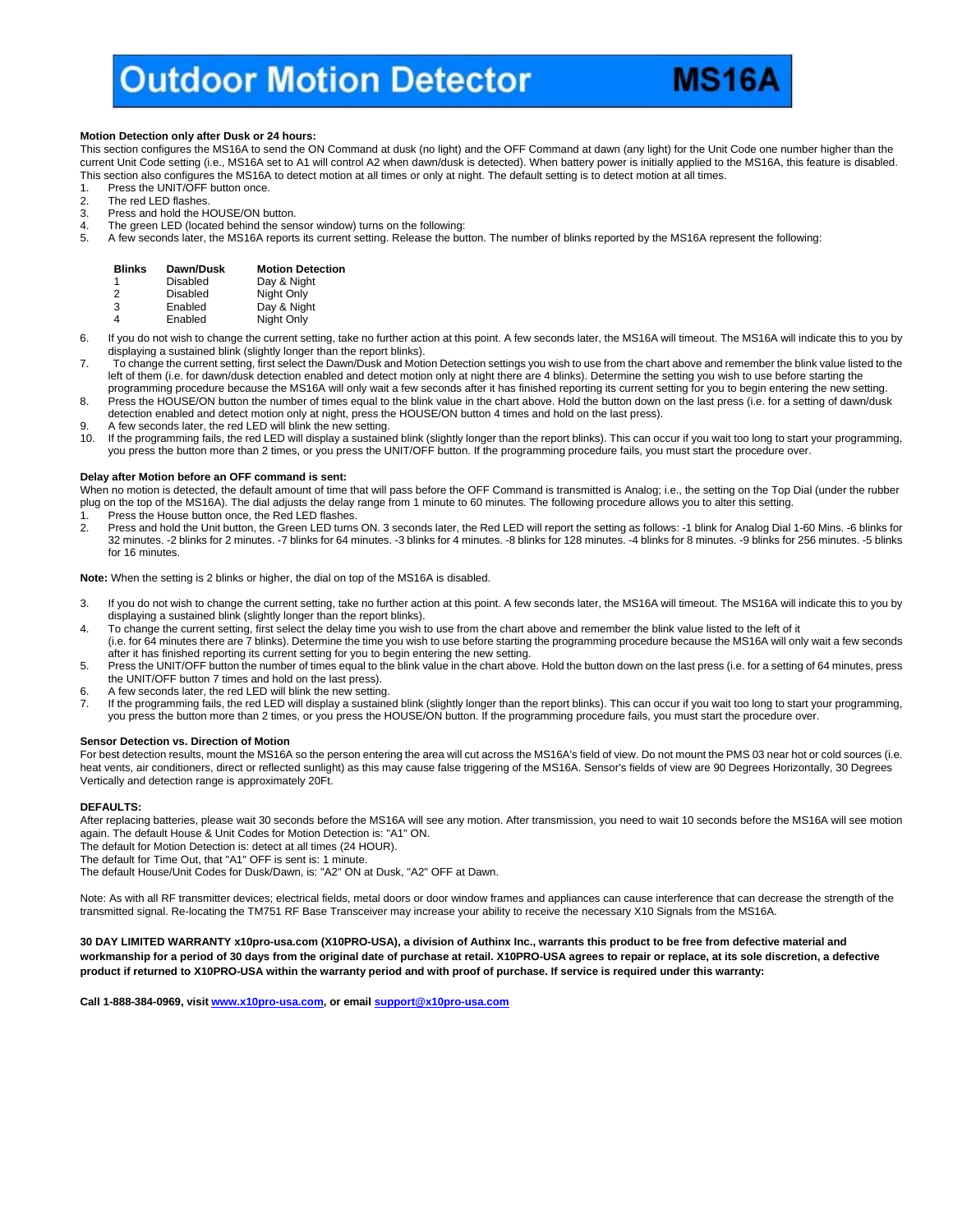# Outdoor Motion Detector MS16A

**Motion Detection only after Dusk or 24 hours:**

This section configures the MS16A to send the ON Command at dusk (no light) and the OFF Command at dawn (any light) for the Unit Code one number higher than the current Unit Code setting (i.e., MS16A set to A1 will control A2 when dawn/dusk is detected). When battery power is initially applied to the MS16A, this feature is disabled. This section also configures the MS16A to detect motion at all times or only at night. The default setting is to detect motion at all times.

1. Press the UNIT/OFF button once.
2. The red LED flashes.
3. Press and hold the HOUSE/ON button.
4. The green LED (located behind the sensor window) turns on the following:
5. A few seconds later, the MS16A reports its current setting. Release the button. The number of blinks reported by the MS16A represent the following:

| Blinks | Dawn/Dusk | Motion Detection |
|---|---|---|
| 1 | Disabled | Day & Night |
| 2 | Disabled | Night Only |
| 3 | Enabled | Day & Night |
| 4 | Enabled | Night Only |

6. If you do not wish to change the current setting, take no further action at this point. A few seconds later, the MS16A will timeout. The MS16A will indicate this to you by displaying a sustained blink (slightly longer than the report blinks).
7. To change the current setting, first select the Dawn/Dusk and Motion Detection settings you wish to use from the chart above and remember the blink value listed to the left of them (i.e. for dawn/dusk detection enabled and detect motion only at night there are 4 blinks). Determine the setting you wish to use before starting the programming procedure because the MS16A will only wait a few seconds after it has finished reporting its current setting for you to begin entering the new setting.
8. Press the HOUSE/ON button the number of times equal to the blink value in the chart above. Hold the button down on the last press (i.e. for a setting of dawn/dusk detection enabled and detect motion only at night, press the HOUSE/ON button 4 times and hold on the last press).
9. A few seconds later, the red LED will blink the new setting.
10. If the programming fails, the red LED will display a sustained blink (slightly longer than the report blinks). This can occur if you wait too long to start your programming, you press the button more than 2 times, or you press the UNIT/OFF button. If the programming procedure fails, you must start the procedure over.

**Delay after Motion before an OFF command is sent:**

When no motion is detected, the default amount of time that will pass before the OFF Command is transmitted is Analog; i.e., the setting on the Top Dial (under the rubber plug on the top of the MS16A). The dial adjusts the delay range from 1 minute to 60 minutes. The following procedure allows you to alter this setting.

1. Press the House button once, the Red LED flashes.
2. Press and hold the Unit button, the Green LED turns ON. 3 seconds later, the Red LED will report the setting as follows: -1 blink for Analog Dial 1-60 Mins. -6 blinks for 32 minutes. -2 blinks for 2 minutes. -7 blinks for 64 minutes. -3 blinks for 4 minutes. -8 blinks for 128 minutes. -4 blinks for 8 minutes. -9 blinks for 256 minutes. -5 blinks for 16 minutes.

**Note:** When the setting is 2 blinks or higher, the dial on top of the MS16A is disabled.

3. If you do not wish to change the current setting, take no further action at this point. A few seconds later, the MS16A will timeout. The MS16A will indicate this to you by displaying a sustained blink (slightly longer than the report blinks).
4. To change the current setting, first select the delay time you wish to use from the chart above and remember the blink value listed to the left of it (i.e. for 64 minutes there are 7 blinks). Determine the time you wish to use before starting the programming procedure because the MS16A will only wait a few seconds after it has finished reporting its current setting for you to begin entering the new setting.
5. Press the UNIT/OFF button the number of times equal to the blink value in the chart above. Hold the button down on the last press (i.e. for a setting of 64 minutes, press the UNIT/OFF button 7 times and hold on the last press).
6. A few seconds later, the red LED will blink the new setting.
7. If the programming fails, the red LED will display a sustained blink (slightly longer than the report blinks). This can occur if you wait too long to start your programming, you press the button more than 2 times, or you press the HOUSE/ON button. If the programming procedure fails, you must start the procedure over.

**Sensor Detection vs. Direction of Motion**

For best detection results, mount the MS16A so the person entering the area will cut across the MS16A's field of view. Do not mount the PMS 03 near hot or cold sources (i.e. heat vents, air conditioners, direct or reflected sunlight) as this may cause false triggering of the MS16A. Sensor's fields of view are 90 Degrees Horizontally, 30 Degrees Vertically and detection range is approximately 20Ft.

**DEFAULTS:**

After replacing batteries, please wait 30 seconds before the MS16A will see any motion. After transmission, you need to wait 10 seconds before the MS16A will see motion again. The default House & Unit Codes for Motion Detection is: "A1" ON.
The default for Motion Detection is: detect at all times (24 HOUR).
The default for Time Out, that "A1" OFF is sent is: 1 minute.
The default House/Unit Codes for Dusk/Dawn, is: "A2" ON at Dusk, "A2" OFF at Dawn.

Note: As with all RF transmitter devices; electrical fields, metal doors or door window frames and appliances can cause interference that can decrease the strength of the transmitted signal. Re-locating the TM751 RF Base Transceiver may increase your ability to receive the necessary X10 Signals from the MS16A.

**30 DAY LIMITED WARRANTY x10pro-usa.com (X10PRO-USA), a division of Authinx Inc., warrants this product to be free from defective material and workmanship for a period of 30 days from the original date of purchase at retail. X10PRO-USA agrees to repair or replace, at its sole discretion, a defective product if returned to X10PRO-USA within the warranty period and with proof of purchase. If service is required under this warranty:**

**Call 1-888-384-0969, visit www.x10pro-usa.com, or email support@x10pro-usa.com**